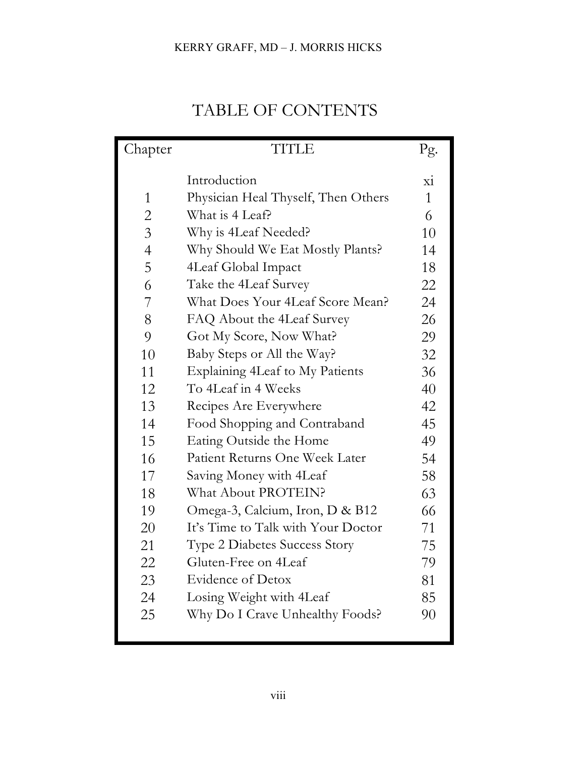# TABLE OF CONTENTS

| Chapter | TITLE | Pg. |
| --- | --- | --- |
| | Introduction | xi |
| 1 | Physician Heal Thyself, Then Others | 1 |
| 2 | What is 4 Leaf? | 6 |
| 3 | Why is 4Leaf Needed? | 10 |
| 4 | Why Should We Eat Mostly Plants? | 14 |
| 5 | 4Leaf Global Impact | 18 |
| 6 | Take the 4Leaf Survey | 22 |
| 7 | What Does Your 4Leaf Score Mean? | 24 |
| 8 | FAQ About the 4Leaf Survey | 26 |
| 9 | Got My Score, Now What? | 29 |
| 10 | Baby Steps or All the Way? | 32 |
| 11 | Explaining 4Leaf to My Patients | 36 |
| 12 | To 4Leaf in 4 Weeks | 40 |
| 13 | Recipes Are Everywhere | 42 |
| 14 | Food Shopping and Contraband | 45 |
| 15 | Eating Outside the Home | 49 |
| 16 | Patient Returns One Week Later | 54 |
| 17 | Saving Money with 4Leaf | 58 |
| 18 | What About PROTEIN? | 63 |
| 19 | Omega-3, Calcium, Iron, D & B12 | 66 |
| 20 | It's Time to Talk with Your Doctor | 71 |
| 21 | Type 2 Diabetes Success Story | 75 |
| 22 | Gluten-Free on 4Leaf | 79 |
| 23 | Evidence of Detox | 81 |
| 24 | Losing Weight with 4Leaf | 85 |
| 25 | Why Do I Crave Unhealthy Foods? | 90 |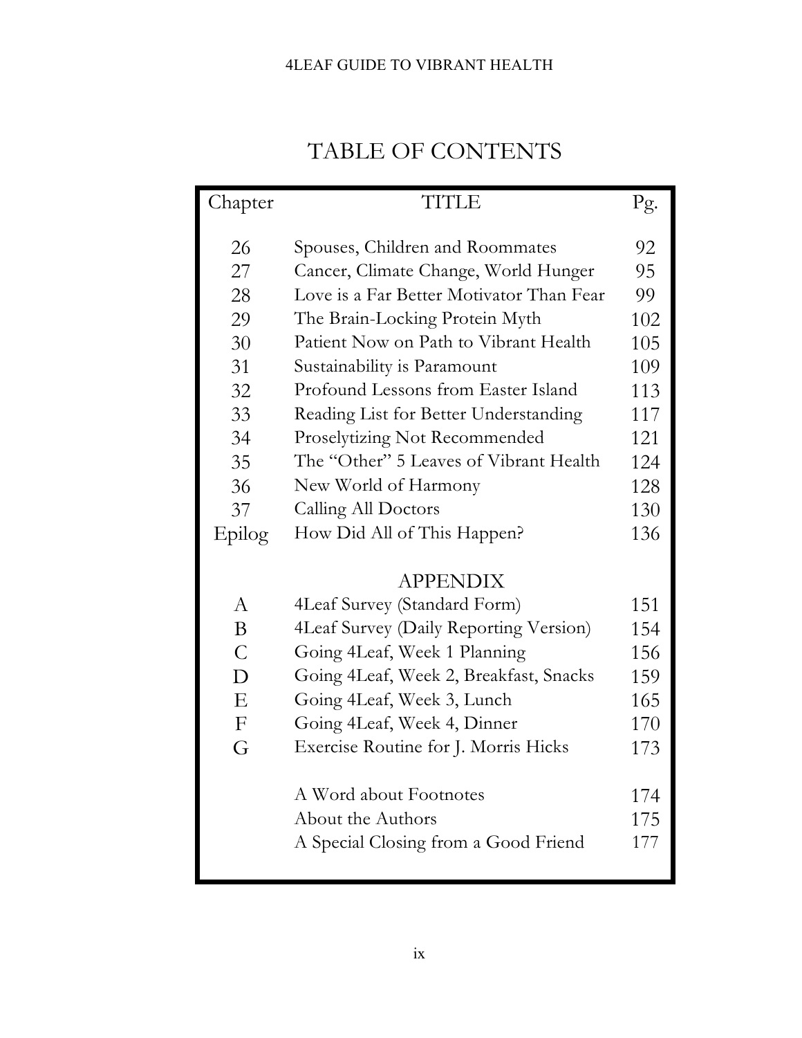# TABLE OF CONTENTS

| Chapter | TITLE | Pg. |
|---|---|---|
| 26 | Spouses, Children and Roommates | 92 |
| 27 | Cancer, Climate Change, World Hunger | 95 |
| 28 | Love is a Far Better Motivator Than Fear | 99 |
| 29 | The Brain-Locking Protein Myth | 102 |
| 30 | Patient Now on Path to Vibrant Health | 105 |
| 31 | Sustainability is Paramount | 109 |
| 32 | Profound Lessons from Easter Island | 113 |
| 33 | Reading List for Better Understanding | 117 |
| 34 | Proselytizing Not Recommended | 121 |
| 35 | The "Other" 5 Leaves of Vibrant Health | 124 |
| 36 | New World of Harmony | 128 |
| 37 | Calling All Doctors | 130 |
| Epilog | How Did All of This Happen? | 136 |
| | APPENDIX | |
| A | 4Leaf Survey (Standard Form) | 151 |
| B | 4Leaf Survey (Daily Reporting Version) | 154 |
| C | Going 4Leaf, Week 1 Planning | 156 |
| D | Going 4Leaf, Week 2, Breakfast, Snacks | 159 |
| E | Going 4Leaf, Week 3, Lunch | 165 |
| F | Going 4Leaf, Week 4, Dinner | 170 |
| G | Exercise Routine for J. Morris Hicks | 173 |
| | A Word about Footnotes | 174 |
| | About the Authors | 175 |
| | A Special Closing from a Good Friend | 177 |